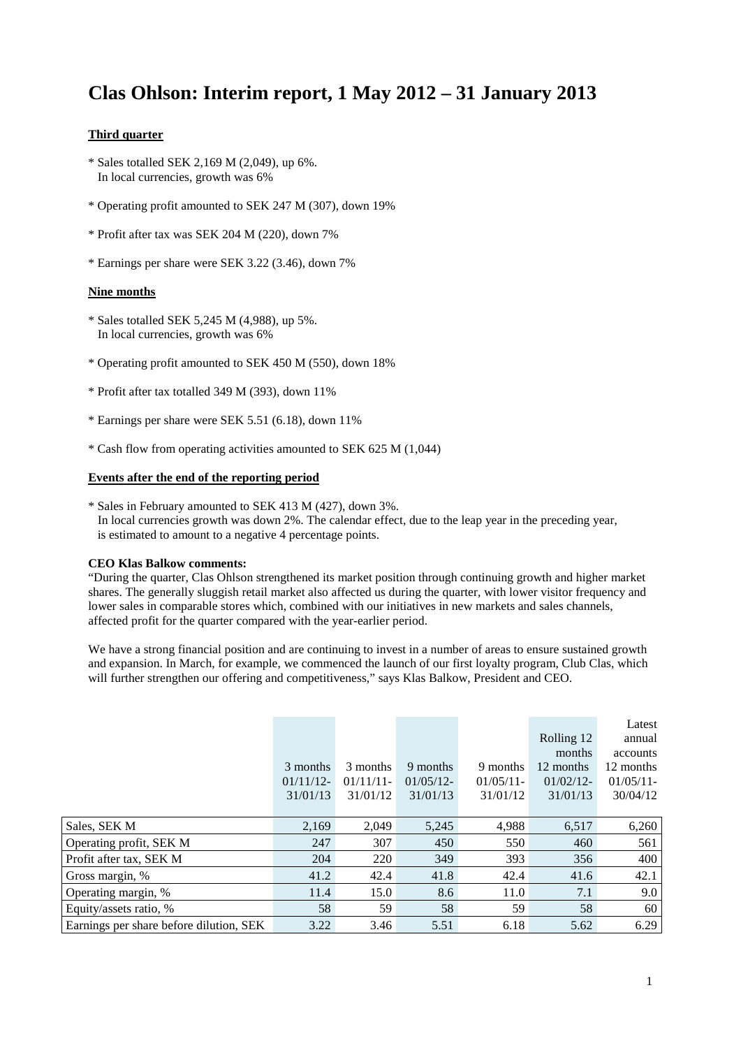# Clas Ohlson: Interim report, 1 May 2012 – 31 January 2013

**Third quarter**

* Sales totalled SEK 2,169 M (2,049), up 6%.
  In local currencies, growth was 6%

* Operating profit amounted to SEK 247 M (307), down 19%

* Profit after tax was SEK 204 M (220), down 7%

* Earnings per share were SEK 3.22 (3.46), down 7%

**Nine months**

* Sales totalled SEK 5,245 M (4,988), up 5%.
  In local currencies, growth was 6%

* Operating profit amounted to SEK 450 M (550), down 18%

* Profit after tax totalled 349 M (393), down 11%

* Earnings per share were SEK 5.51 (6.18), down 11%

* Cash flow from operating activities amounted to SEK 625 M (1,044)

**Events after the end of the reporting period**

* Sales in February amounted to SEK 413 M (427), down 3%.
  In local currencies growth was down 2%. The calendar effect, due to the leap year in the preceding year, is estimated to amount to a negative 4 percentage points.

**CEO Klas Balkow comments:**

"During the quarter, Clas Ohlson strengthened its market position through continuing growth and higher market shares. The generally sluggish retail market also affected us during the quarter, with lower visitor frequency and lower sales in comparable stores which, combined with our initiatives in new markets and sales channels, affected profit for the quarter compared with the year-earlier period.

We have a strong financial position and are continuing to invest in a number of areas to ensure sustained growth and expansion. In March, for example, we commenced the launch of our first loyalty program, Club Clas, which will further strengthen our offering and competitiveness," says Klas Balkow, President and CEO.

| | 3 months 01/11/12-31/01/13 | 3 months 01/11/11-31/01/12 | 9 months 01/05/12-31/01/13 | 9 months 01/05/11-31/01/12 | Rolling 12 months 12 months 01/02/12-31/01/13 | Latest annual accounts 12 months 01/05/11-30/04/12 |
|---|---|---|---|---|---|---|
| Sales, SEK M | 2,169 | 2,049 | 5,245 | 4,988 | 6,517 | 6,260 |
| Operating profit, SEK M | 247 | 307 | 450 | 550 | 460 | 561 |
| Profit after tax, SEK M | 204 | 220 | 349 | 393 | 356 | 400 |
| Gross margin, % | 41.2 | 42.4 | 41.8 | 42.4 | 41.6 | 42.1 |
| Operating margin, % | 11.4 | 15.0 | 8.6 | 11.0 | 7.1 | 9.0 |
| Equity/assets ratio, % | 58 | 59 | 58 | 59 | 58 | 60 |
| Earnings per share before dilution, SEK | 3.22 | 3.46 | 5.51 | 6.18 | 5.62 | 6.29 |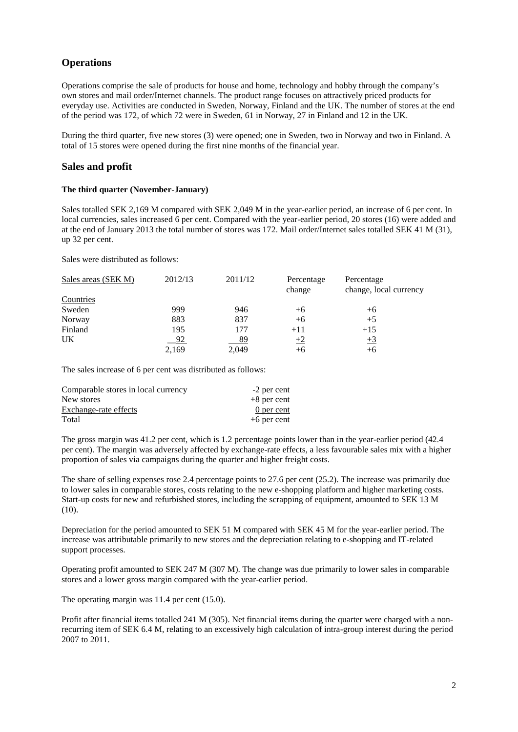## Operations

Operations comprise the sale of products for house and home, technology and hobby through the company's own stores and mail order/Internet channels. The product range focuses on attractively priced products for everyday use. Activities are conducted in Sweden, Norway, Finland and the UK. The number of stores at the end of the period was 172, of which 72 were in Sweden, 61 in Norway, 27 in Finland and 12 in the UK.

During the third quarter, five new stores (3) were opened; one in Sweden, two in Norway and two in Finland. A total of 15 stores were opened during the first nine months of the financial year.

## Sales and profit

### The third quarter (November-January)

Sales totalled SEK 2,169 M compared with SEK 2,049 M in the year-earlier period, an increase of 6 per cent. In local currencies, sales increased 6 per cent. Compared with the year-earlier period, 20 stores (16) were added and at the end of January 2013 the total number of stores was 172. Mail order/Internet sales totalled SEK 41 M (31), up 32 per cent.

Sales were distributed as follows:

| Sales areas (SEK M) | 2012/13 | 2011/12 | Percentage change | Percentage change, local currency |
|---|---|---|---|---|
| Countries | | | | |
| Sweden | 999 | 946 | +6 | +6 |
| Norway | 883 | 837 | +6 | +5 |
| Finland | 195 | 177 | +11 | +15 |
| UK | 92 | 89 | +2 | +3 |
| | 2,169 | 2,049 | +6 | +6 |

The sales increase of 6 per cent was distributed as follows:

| | |
|---|---|
| Comparable stores in local currency | -2 per cent |
| New stores | +8 per cent |
| Exchange-rate effects | 0 per cent |
| Total | +6 per cent |

The gross margin was 41.2 per cent, which is 1.2 percentage points lower than in the year-earlier period (42.4 per cent). The margin was adversely affected by exchange-rate effects, a less favourable sales mix with a higher proportion of sales via campaigns during the quarter and higher freight costs.

The share of selling expenses rose 2.4 percentage points to 27.6 per cent (25.2). The increase was primarily due to lower sales in comparable stores, costs relating to the new e-shopping platform and higher marketing costs. Start-up costs for new and refurbished stores, including the scrapping of equipment, amounted to SEK 13 M (10).

Depreciation for the period amounted to SEK 51 M compared with SEK 45 M for the year-earlier period. The increase was attributable primarily to new stores and the depreciation relating to e-shopping and IT-related support processes.

Operating profit amounted to SEK 247 M (307 M). The change was due primarily to lower sales in comparable stores and a lower gross margin compared with the year-earlier period.

The operating margin was 11.4 per cent (15.0).

Profit after financial items totalled 241 M (305). Net financial items during the quarter were charged with a non-recurring item of SEK 6.4 M, relating to an excessively high calculation of intra-group interest during the period 2007 to 2011.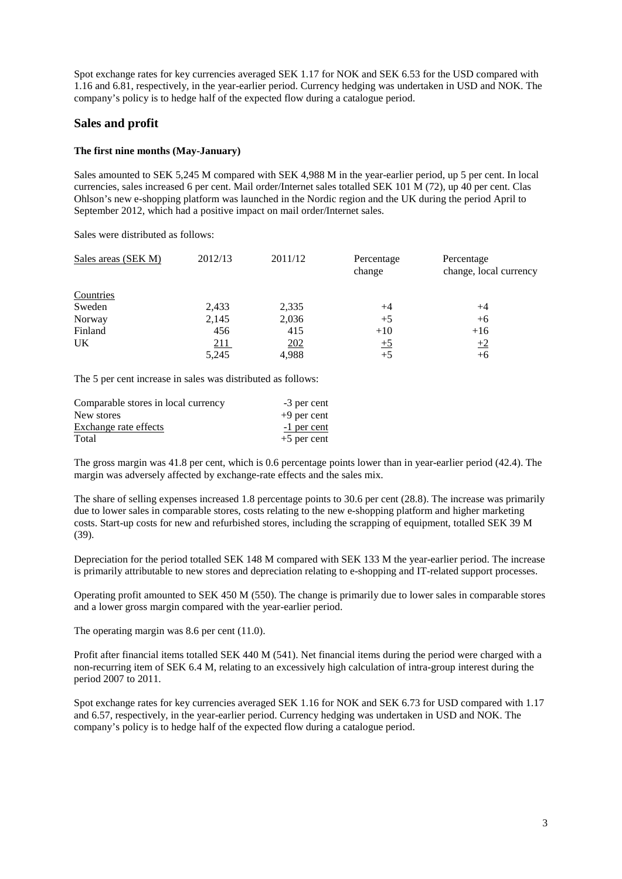Spot exchange rates for key currencies averaged SEK 1.17 for NOK and SEK 6.53 for the USD compared with 1.16 and 6.81, respectively, in the year-earlier period. Currency hedging was undertaken in USD and NOK. The company's policy is to hedge half of the expected flow during a catalogue period.

## Sales and profit

### The first nine months (May-January)

Sales amounted to SEK 5,245 M compared with SEK 4,988 M in the year-earlier period, up 5 per cent. In local currencies, sales increased 6 per cent. Mail order/Internet sales totalled SEK 101 M (72), up 40 per cent. Clas Ohlson's new e-shopping platform was launched in the Nordic region and the UK during the period April to September 2012, which had a positive impact on mail order/Internet sales.

Sales were distributed as follows:

| Sales areas (SEK M) | 2012/13 | 2011/12 | Percentage change | Percentage change, local currency |
|---|---|---|---|---|
| Countries | | | | |
| Sweden | 2,433 | 2,335 | +4 | +4 |
| Norway | 2,145 | 2,036 | +5 | +6 |
| Finland | 456 | 415 | +10 | +16 |
| UK | 211 | 202 | +5 | +2 |
| | 5,245 | 4,988 | +5 | +6 |

The 5 per cent increase in sales was distributed as follows:

| | |
|---|---|
| Comparable stores in local currency | -3 per cent |
| New stores | +9 per cent |
| Exchange rate effects | -1 per cent |
| Total | +5 per cent |

The gross margin was 41.8 per cent, which is 0.6 percentage points lower than in year-earlier period (42.4). The margin was adversely affected by exchange-rate effects and the sales mix.

The share of selling expenses increased 1.8 percentage points to 30.6 per cent (28.8). The increase was primarily due to lower sales in comparable stores, costs relating to the new e-shopping platform and higher marketing costs. Start-up costs for new and refurbished stores, including the scrapping of equipment, totalled SEK 39 M (39).

Depreciation for the period totalled SEK 148 M compared with SEK 133 M the year-earlier period. The increase is primarily attributable to new stores and depreciation relating to e-shopping and IT-related support processes.

Operating profit amounted to SEK 450 M (550). The change is primarily due to lower sales in comparable stores and a lower gross margin compared with the year-earlier period.

The operating margin was 8.6 per cent (11.0).

Profit after financial items totalled SEK 440 M (541). Net financial items during the period were charged with a non-recurring item of SEK 6.4 M, relating to an excessively high calculation of intra-group interest during the period 2007 to 2011.

Spot exchange rates for key currencies averaged SEK 1.16 for NOK and SEK 6.73 for USD compared with 1.17 and 6.57, respectively, in the year-earlier period. Currency hedging was undertaken in USD and NOK. The company's policy is to hedge half of the expected flow during a catalogue period.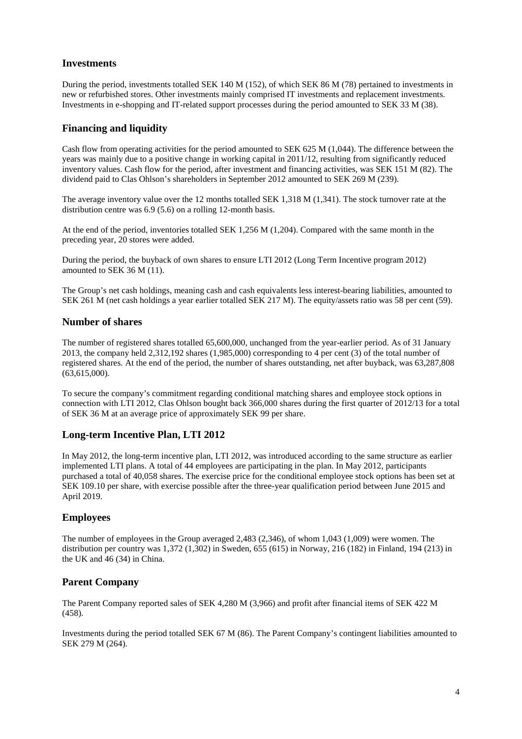## Investments

During the period, investments totalled SEK 140 M (152), of which SEK 86 M (78) pertained to investments in new or refurbished stores. Other investments mainly comprised IT investments and replacement investments. Investments in e-shopping and IT-related support processes during the period amounted to SEK 33 M (38).

## Financing and liquidity

Cash flow from operating activities for the period amounted to SEK 625 M (1,044). The difference between the years was mainly due to a positive change in working capital in 2011/12, resulting from significantly reduced inventory values. Cash flow for the period, after investment and financing activities, was SEK 151 M (82). The dividend paid to Clas Ohlson's shareholders in September 2012 amounted to SEK 269 M (239).

The average inventory value over the 12 months totalled SEK 1,318 M (1,341). The stock turnover rate at the distribution centre was 6.9 (5.6) on a rolling 12-month basis.

At the end of the period, inventories totalled SEK 1,256 M (1,204). Compared with the same month in the preceding year, 20 stores were added.

During the period, the buyback of own shares to ensure LTI 2012 (Long Term Incentive program 2012) amounted to SEK 36 M (11).

The Group's net cash holdings, meaning cash and cash equivalents less interest-bearing liabilities, amounted to SEK 261 M (net cash holdings a year earlier totalled SEK 217 M). The equity/assets ratio was 58 per cent (59).

## Number of shares

The number of registered shares totalled 65,600,000, unchanged from the year-earlier period. As of 31 January 2013, the company held 2,312,192 shares (1,985,000) corresponding to 4 per cent (3) of the total number of registered shares. At the end of the period, the number of shares outstanding, net after buyback, was 63,287,808 (63,615,000).

To secure the company's commitment regarding conditional matching shares and employee stock options in connection with LTI 2012, Clas Ohlson bought back 366,000 shares during the first quarter of 2012/13 for a total of SEK 36 M at an average price of approximately SEK 99 per share.

## Long-term Incentive Plan, LTI 2012

In May 2012, the long-term incentive plan, LTI 2012, was introduced according to the same structure as earlier implemented LTI plans. A total of 44 employees are participating in the plan. In May 2012, participants purchased a total of 40,058 shares. The exercise price for the conditional employee stock options has been set at SEK 109.10 per share, with exercise possible after the three-year qualification period between June 2015 and April 2019.

## Employees

The number of employees in the Group averaged 2,483 (2,346), of whom 1,043 (1,009) were women. The distribution per country was 1,372 (1,302) in Sweden, 655 (615) in Norway, 216 (182) in Finland, 194 (213) in the UK and 46 (34) in China.

## Parent Company

The Parent Company reported sales of SEK 4,280 M (3,966) and profit after financial items of SEK 422 M (458).

Investments during the period totalled SEK 67 M (86). The Parent Company's contingent liabilities amounted to SEK 279 M (264).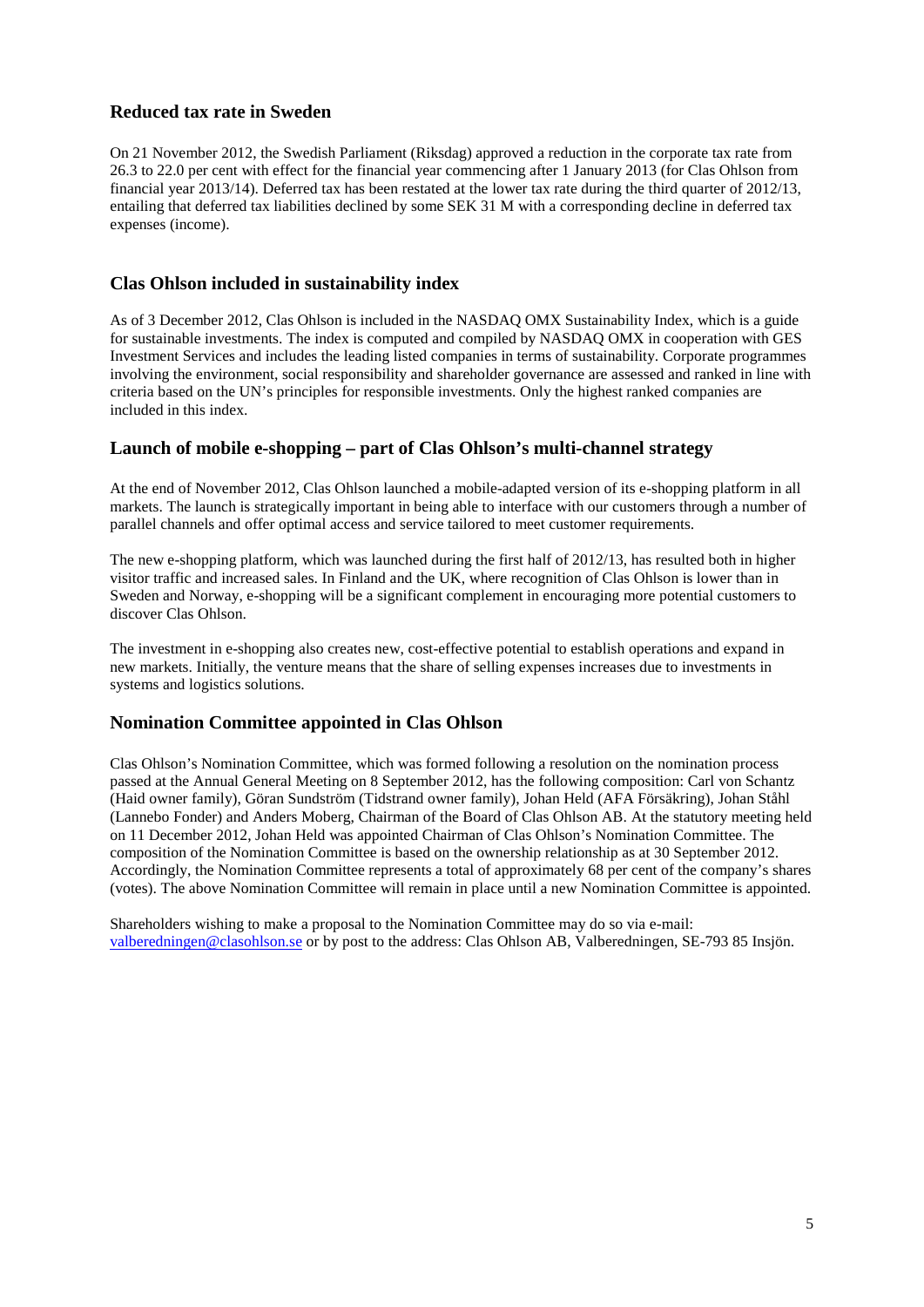## Reduced tax rate in Sweden

On 21 November 2012, the Swedish Parliament (Riksdag) approved a reduction in the corporate tax rate from 26.3 to 22.0 per cent with effect for the financial year commencing after 1 January 2013 (for Clas Ohlson from financial year 2013/14). Deferred tax has been restated at the lower tax rate during the third quarter of 2012/13, entailing that deferred tax liabilities declined by some SEK 31 M with a corresponding decline in deferred tax expenses (income).

## Clas Ohlson included in sustainability index

As of 3 December 2012, Clas Ohlson is included in the NASDAQ OMX Sustainability Index, which is a guide for sustainable investments. The index is computed and compiled by NASDAQ OMX in cooperation with GES Investment Services and includes the leading listed companies in terms of sustainability. Corporate programmes involving the environment, social responsibility and shareholder governance are assessed and ranked in line with criteria based on the UN's principles for responsible investments. Only the highest ranked companies are included in this index.

## Launch of mobile e-shopping – part of Clas Ohlson's multi-channel strategy

At the end of November 2012, Clas Ohlson launched a mobile-adapted version of its e-shopping platform in all markets. The launch is strategically important in being able to interface with our customers through a number of parallel channels and offer optimal access and service tailored to meet customer requirements.

The new e-shopping platform, which was launched during the first half of 2012/13, has resulted both in higher visitor traffic and increased sales. In Finland and the UK, where recognition of Clas Ohlson is lower than in Sweden and Norway, e-shopping will be a significant complement in encouraging more potential customers to discover Clas Ohlson.

The investment in e-shopping also creates new, cost-effective potential to establish operations and expand in new markets. Initially, the venture means that the share of selling expenses increases due to investments in systems and logistics solutions.

## Nomination Committee appointed in Clas Ohlson

Clas Ohlson's Nomination Committee, which was formed following a resolution on the nomination process passed at the Annual General Meeting on 8 September 2012, has the following composition: Carl von Schantz (Haid owner family), Göran Sundström (Tidstrand owner family), Johan Held (AFA Försäkring), Johan Ståhl (Lannebo Fonder) and Anders Moberg, Chairman of the Board of Clas Ohlson AB. At the statutory meeting held on 11 December 2012, Johan Held was appointed Chairman of Clas Ohlson's Nomination Committee. The composition of the Nomination Committee is based on the ownership relationship as at 30 September 2012. Accordingly, the Nomination Committee represents a total of approximately 68 per cent of the company's shares (votes). The above Nomination Committee will remain in place until a new Nomination Committee is appointed.

Shareholders wishing to make a proposal to the Nomination Committee may do so via e-mail: valberedningen@clasohlson.se or by post to the address: Clas Ohlson AB, Valberedningen, SE-793 85 Insjön.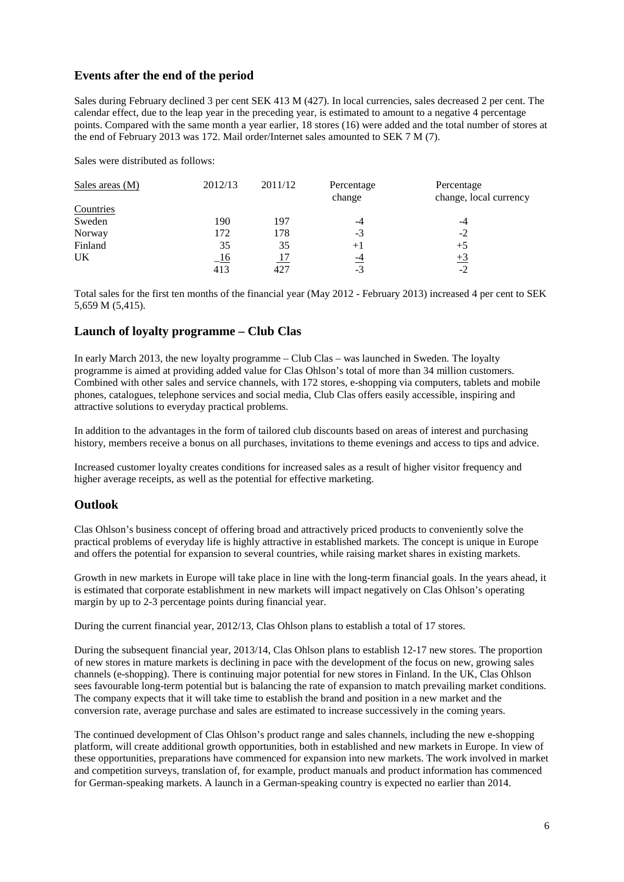## Events after the end of the period

Sales during February declined 3 per cent SEK 413 M (427). In local currencies, sales decreased 2 per cent. The calendar effect, due to the leap year in the preceding year, is estimated to amount to a negative 4 percentage points. Compared with the same month a year earlier, 18 stores (16) were added and the total number of stores at the end of February 2013 was 172. Mail order/Internet sales amounted to SEK 7 M (7).

Sales were distributed as follows:

| Sales areas (M) | 2012/13 | 2011/12 | Percentage change | Percentage change, local currency |
|---|---|---|---|---|
| Countries | | | | |
| Sweden | 190 | 197 | -4 | -4 |
| Norway | 172 | 178 | -3 | -2 |
| Finland | 35 | 35 | +1 | +5 |
| UK | 16 | 17 | -4 | +3 |
| | 413 | 427 | -3 | -2 |

Total sales for the first ten months of the financial year (May 2012 - February 2013) increased 4 per cent to SEK 5,659 M (5,415).

## Launch of loyalty programme – Club Clas

In early March 2013, the new loyalty programme – Club Clas – was launched in Sweden. The loyalty programme is aimed at providing added value for Clas Ohlson's total of more than 34 million customers. Combined with other sales and service channels, with 172 stores, e-shopping via computers, tablets and mobile phones, catalogues, telephone services and social media, Club Clas offers easily accessible, inspiring and attractive solutions to everyday practical problems.

In addition to the advantages in the form of tailored club discounts based on areas of interest and purchasing history, members receive a bonus on all purchases, invitations to theme evenings and access to tips and advice.

Increased customer loyalty creates conditions for increased sales as a result of higher visitor frequency and higher average receipts, as well as the potential for effective marketing.

## Outlook

Clas Ohlson's business concept of offering broad and attractively priced products to conveniently solve the practical problems of everyday life is highly attractive in established markets. The concept is unique in Europe and offers the potential for expansion to several countries, while raising market shares in existing markets.

Growth in new markets in Europe will take place in line with the long-term financial goals. In the years ahead, it is estimated that corporate establishment in new markets will impact negatively on Clas Ohlson's operating margin by up to 2-3 percentage points during financial year.

During the current financial year, 2012/13, Clas Ohlson plans to establish a total of 17 stores.

During the subsequent financial year, 2013/14, Clas Ohlson plans to establish 12-17 new stores. The proportion of new stores in mature markets is declining in pace with the development of the focus on new, growing sales channels (e-shopping). There is continuing major potential for new stores in Finland. In the UK, Clas Ohlson sees favourable long-term potential but is balancing the rate of expansion to match prevailing market conditions. The company expects that it will take time to establish the brand and position in a new market and the conversion rate, average purchase and sales are estimated to increase successively in the coming years.

The continued development of Clas Ohlson's product range and sales channels, including the new e-shopping platform, will create additional growth opportunities, both in established and new markets in Europe. In view of these opportunities, preparations have commenced for expansion into new markets. The work involved in market and competition surveys, translation of, for example, product manuals and product information has commenced for German-speaking markets. A launch in a German-speaking country is expected no earlier than 2014.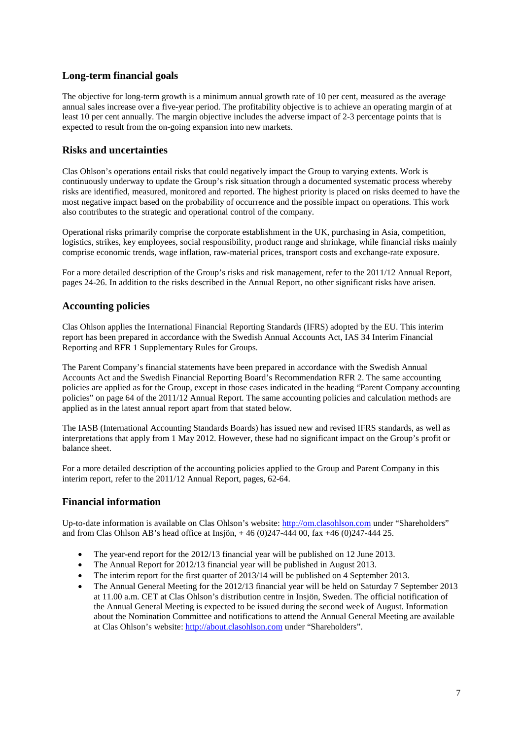## Long-term financial goals

The objective for long-term growth is a minimum annual growth rate of 10 per cent, measured as the average annual sales increase over a five-year period. The profitability objective is to achieve an operating margin of at least 10 per cent annually. The margin objective includes the adverse impact of 2-3 percentage points that is expected to result from the on-going expansion into new markets.

## Risks and uncertainties

Clas Ohlson's operations entail risks that could negatively impact the Group to varying extents. Work is continuously underway to update the Group's risk situation through a documented systematic process whereby risks are identified, measured, monitored and reported. The highest priority is placed on risks deemed to have the most negative impact based on the probability of occurrence and the possible impact on operations. This work also contributes to the strategic and operational control of the company.

Operational risks primarily comprise the corporate establishment in the UK, purchasing in Asia, competition, logistics, strikes, key employees, social responsibility, product range and shrinkage, while financial risks mainly comprise economic trends, wage inflation, raw-material prices, transport costs and exchange-rate exposure.

For a more detailed description of the Group's risks and risk management, refer to the 2011/12 Annual Report, pages 24-26. In addition to the risks described in the Annual Report, no other significant risks have arisen.

## Accounting policies

Clas Ohlson applies the International Financial Reporting Standards (IFRS) adopted by the EU. This interim report has been prepared in accordance with the Swedish Annual Accounts Act, IAS 34 Interim Financial Reporting and RFR 1 Supplementary Rules for Groups.

The Parent Company's financial statements have been prepared in accordance with the Swedish Annual Accounts Act and the Swedish Financial Reporting Board's Recommendation RFR 2. The same accounting policies are applied as for the Group, except in those cases indicated in the heading "Parent Company accounting policies" on page 64 of the 2011/12 Annual Report. The same accounting policies and calculation methods are applied as in the latest annual report apart from that stated below.

The IASB (International Accounting Standards Boards) has issued new and revised IFRS standards, as well as interpretations that apply from 1 May 2012. However, these had no significant impact on the Group's profit or balance sheet.

For a more detailed description of the accounting policies applied to the Group and Parent Company in this interim report, refer to the 2011/12 Annual Report, pages, 62-64.

## Financial information

Up-to-date information is available on Clas Ohlson's website: http://om.clasohlson.com under "Shareholders" and from Clas Ohlson AB's head office at Insjön, + 46 (0)247-444 00, fax +46 (0)247-444 25.

- The year-end report for the 2012/13 financial year will be published on 12 June 2013.
- The Annual Report for 2012/13 financial year will be published in August 2013.
- The interim report for the first quarter of 2013/14 will be published on 4 September 2013.
- The Annual General Meeting for the 2012/13 financial year will be held on Saturday 7 September 2013 at 11.00 a.m. CET at Clas Ohlson's distribution centre in Insjön, Sweden. The official notification of the Annual General Meeting is expected to be issued during the second week of August. Information about the Nomination Committee and notifications to attend the Annual General Meeting are available at Clas Ohlson's website: http://about.clasohlson.com under "Shareholders".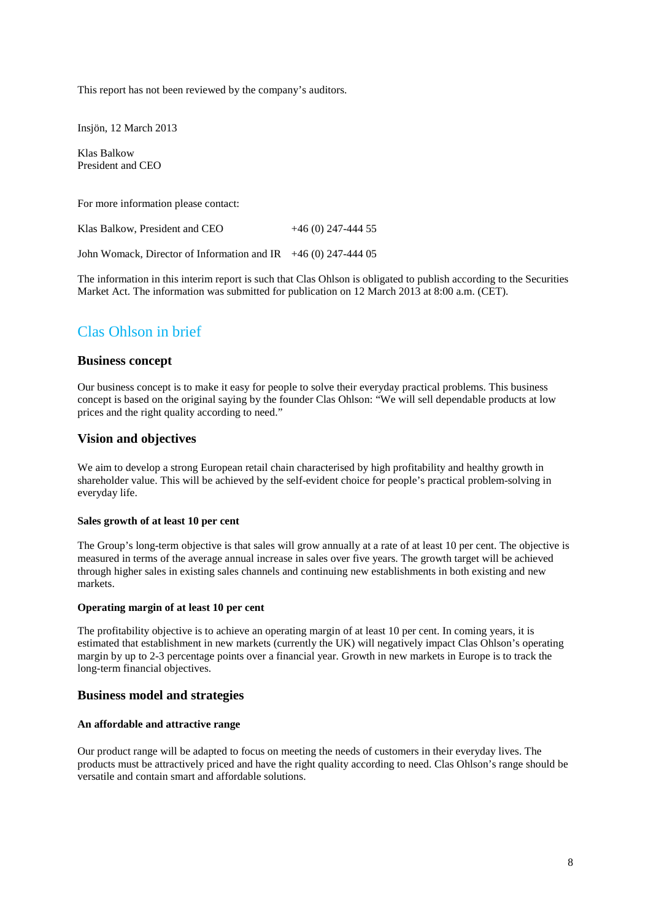This report has not been reviewed by the company's auditors.

Insjön, 12 March 2013

Klas Balkow
President and CEO

For more information please contact:

Klas Balkow, President and CEO +46 (0) 247-444 55

John Womack, Director of Information and IR +46 (0) 247-444 05

The information in this interim report is such that Clas Ohlson is obligated to publish according to the Securities Market Act. The information was submitted for publication on 12 March 2013 at 8:00 a.m. (CET).

## Clas Ohlson in brief

### Business concept

Our business concept is to make it easy for people to solve their everyday practical problems. This business concept is based on the original saying by the founder Clas Ohlson: "We will sell dependable products at low prices and the right quality according to need."

### Vision and objectives

We aim to develop a strong European retail chain characterised by high profitability and healthy growth in shareholder value. This will be achieved by the self-evident choice for people's practical problem-solving in everyday life.

#### Sales growth of at least 10 per cent

The Group's long-term objective is that sales will grow annually at a rate of at least 10 per cent. The objective is measured in terms of the average annual increase in sales over five years. The growth target will be achieved through higher sales in existing sales channels and continuing new establishments in both existing and new markets.

#### Operating margin of at least 10 per cent

The profitability objective is to achieve an operating margin of at least 10 per cent. In coming years, it is estimated that establishment in new markets (currently the UK) will negatively impact Clas Ohlson's operating margin by up to 2-3 percentage points over a financial year. Growth in new markets in Europe is to track the long-term financial objectives.

### Business model and strategies

#### An affordable and attractive range

Our product range will be adapted to focus on meeting the needs of customers in their everyday lives. The products must be attractively priced and have the right quality according to need. Clas Ohlson's range should be versatile and contain smart and affordable solutions.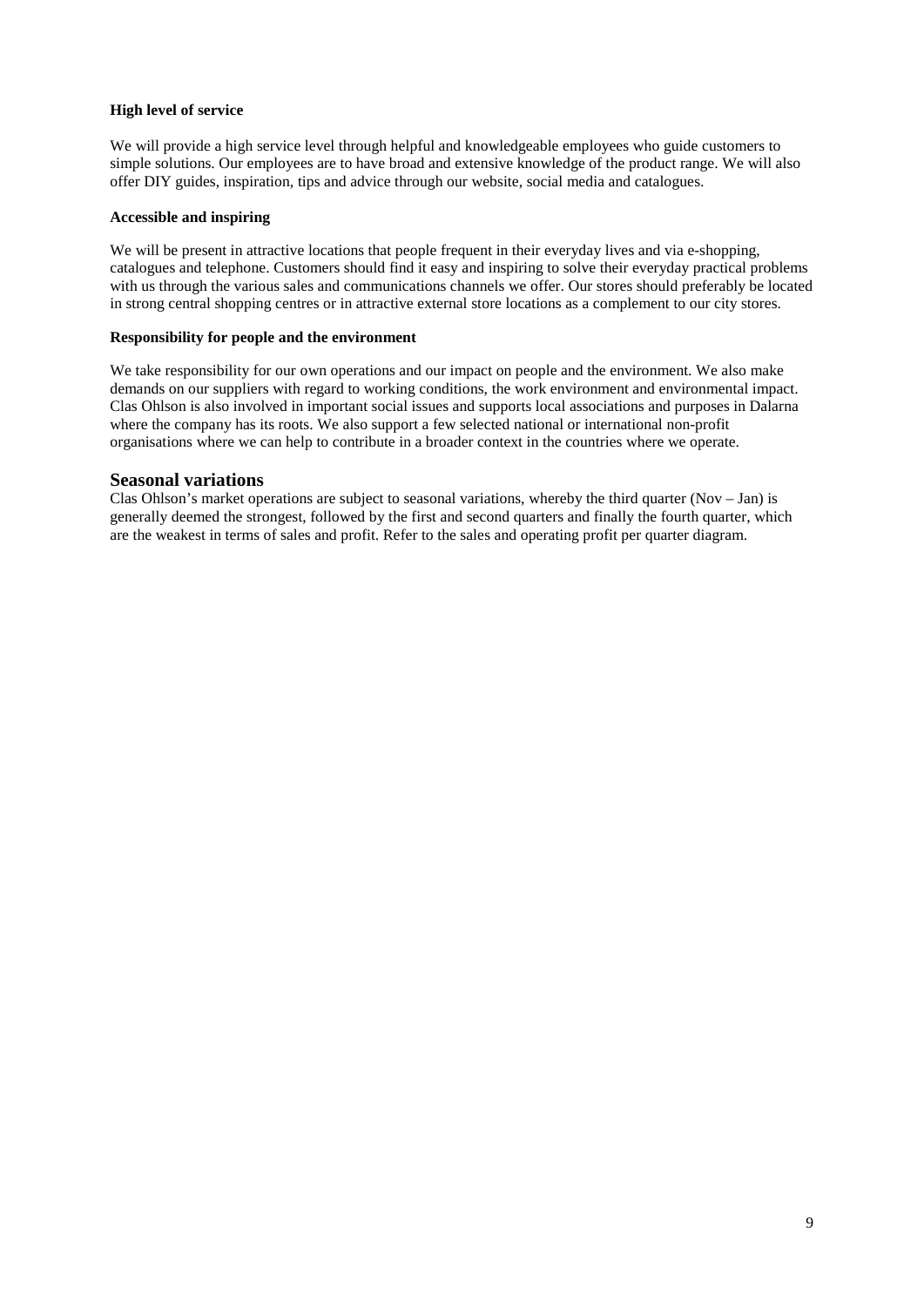**High level of service**

We will provide a high service level through helpful and knowledgeable employees who guide customers to simple solutions. Our employees are to have broad and extensive knowledge of the product range. We will also offer DIY guides, inspiration, tips and advice through our website, social media and catalogues.

**Accessible and inspiring**

We will be present in attractive locations that people frequent in their everyday lives and via e-shopping, catalogues and telephone. Customers should find it easy and inspiring to solve their everyday practical problems with us through the various sales and communications channels we offer. Our stores should preferably be located in strong central shopping centres or in attractive external store locations as a complement to our city stores.

**Responsibility for people and the environment**

We take responsibility for our own operations and our impact on people and the environment. We also make demands on our suppliers with regard to working conditions, the work environment and environmental impact. Clas Ohlson is also involved in important social issues and supports local associations and purposes in Dalarna where the company has its roots. We also support a few selected national or international non-profit organisations where we can help to contribute in a broader context in the countries where we operate.

## Seasonal variations

Clas Ohlson's market operations are subject to seasonal variations, whereby the third quarter (Nov – Jan) is generally deemed the strongest, followed by the first and second quarters and finally the fourth quarter, which are the weakest in terms of sales and profit. Refer to the sales and operating profit per quarter diagram.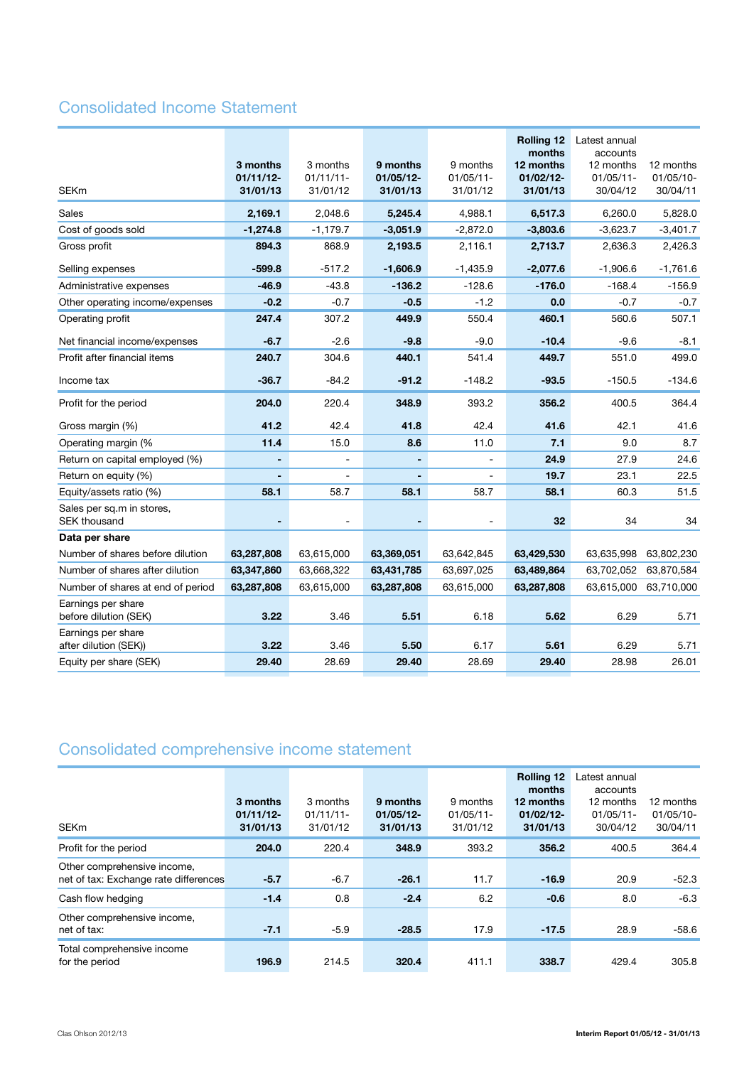## Consolidated Income Statement

| SEKm | **3 months 01/11/12-31/01/13** | 3 months 01/11/11-31/01/12 | **9 months 01/05/12-31/01/13** | 9 months 01/05/11-31/01/12 | **Rolling 12 months 12 months 01/02/12-31/01/13** | Latest annual accounts 12 months 01/05/11-30/04/12 | 12 months 01/05/10-30/04/11 |
|---|---|---|---|---|---|---|---|
| Sales | **2,169.1** | 2,048.6 | **5,245.4** | 4,988.1 | **6,517.3** | 6,260.0 | 5,828.0 |
| Cost of goods sold | **-1,274.8** | -1,179.7 | **-3,051.9** | -2,872.0 | **-3,803.6** | -3,623.7 | -3,401.7 |
| Gross profit | **894.3** | 868.9 | **2,193.5** | 2,116.1 | **2,713.7** | 2,636.3 | 2,426.3 |
| Selling expenses | **-599.8** | -517.2 | **-1,606.9** | -1,435.9 | **-2,077.6** | -1,906.6 | -1,761.6 |
| Administrative expenses | **-46.9** | -43.8 | **-136.2** | -128.6 | **-176.0** | -168.4 | -156.9 |
| Other operating income/expenses | **-0.2** | -0.7 | **-0.5** | -1.2 | **0.0** | -0.7 | -0.7 |
| Operating profit | **247.4** | 307.2 | **449.9** | 550.4 | **460.1** | 560.6 | 507.1 |
| Net financial income/expenses | **-6.7** | -2.6 | **-9.8** | -9.0 | **-10.4** | -9.6 | -8.1 |
| Profit after financial items | **240.7** | 304.6 | **440.1** | 541.4 | **449.7** | 551.0 | 499.0 |
| Income tax | **-36.7** | -84.2 | **-91.2** | -148.2 | **-93.5** | -150.5 | -134.6 |
| Profit for the period | **204.0** | 220.4 | **348.9** | 393.2 | **356.2** | 400.5 | 364.4 |
| Gross margin (%) | **41.2** | 42.4 | **41.8** | 42.4 | **41.6** | 42.1 | 41.6 |
| Operating margin (% | **11.4** | 15.0 | **8.6** | 11.0 | **7.1** | 9.0 | 8.7 |
| Return on capital employed (%) | **-** | - | **-** | - | **24.9** | 27.9 | 24.6 |
| Return on equity (%) | **-** | - | **-** | - | **19.7** | 23.1 | 22.5 |
| Equity/assets ratio (%) | **58.1** | 58.7 | **58.1** | 58.7 | **58.1** | 60.3 | 51.5 |
| Sales per sq.m in stores, SEK thousand | **-** | - | **-** | - | **32** | 34 | 34 |
| **Data per share** | | | | | | | |
| Number of shares before dilution | **63,287,808** | 63,615,000 | **63,369,051** | 63,642,845 | **63,429,530** | 63,635,998 | 63,802,230 |
| Number of shares after dilution | **63,347,860** | 63,668,322 | **63,431,785** | 63,697,025 | **63,489,864** | 63,702,052 | 63,870,584 |
| Number of shares at end of period | **63,287,808** | 63,615,000 | **63,287,808** | 63,615,000 | **63,287,808** | 63,615,000 | 63,710,000 |
| Earnings per share before dilution (SEK) | **3.22** | 3.46 | **5.51** | 6.18 | **5.62** | 6.29 | 5.71 |
| Earnings per share after dilution (SEK)) | **3.22** | 3.46 | **5.50** | 6.17 | **5.61** | 6.29 | 5.71 |
| Equity per share (SEK) | **29.40** | 28.69 | **29.40** | 28.69 | **29.40** | 28.98 | 26.01 |

## Consolidated comprehensive income statement

| SEKm | **3 months 01/11/12-31/01/13** | 3 months 01/11/11-31/01/12 | **9 months 01/05/12-31/01/13** | 9 months 01/05/11-31/01/12 | **Rolling 12 months 12 months 01/02/12-31/01/13** | Latest annual accounts 12 months 01/05/11-30/04/12 | 12 months 01/05/10-30/04/11 |
|---|---|---|---|---|---|---|---|
| Profit for the period | **204.0** | 220.4 | **348.9** | 393.2 | **356.2** | 400.5 | 364.4 |
| Other comprehensive income, net of tax: Exchange rate differences | **-5.7** | -6.7 | **-26.1** | 11.7 | **-16.9** | 20.9 | -52.3 |
| Cash flow hedging | **-1.4** | 0.8 | **-2.4** | 6.2 | **-0.6** | 8.0 | -6.3 |
| Other comprehensive income, net of tax: | **-7.1** | -5.9 | **-28.5** | 17.9 | **-17.5** | 28.9 | -58.6 |
| Total comprehensive income for the period | **196.9** | 214.5 | **320.4** | 411.1 | **338.7** | 429.4 | 305.8 |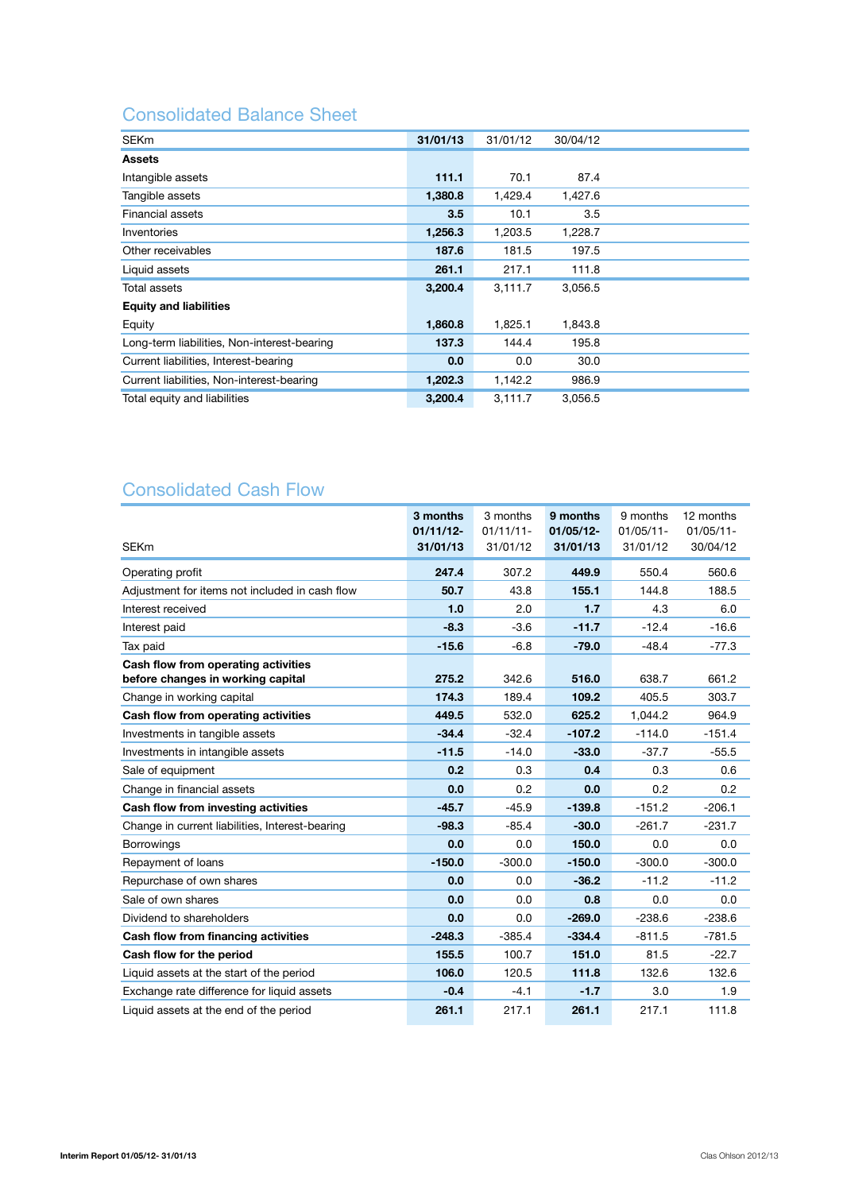## Consolidated Balance Sheet

| SEKm | 31/01/13 | 31/01/12 | 30/04/12 |
|---|---|---|---|
| **Assets** | | | |
| Intangible assets | **111.1** | 70.1 | 87.4 |
| Tangible assets | **1,380.8** | 1,429.4 | 1,427.6 |
| Financial assets | **3.5** | 10.1 | 3.5 |
| Inventories | **1,256.3** | 1,203.5 | 1,228.7 |
| Other receivables | **187.6** | 181.5 | 197.5 |
| Liquid assets | **261.1** | 217.1 | 111.8 |
| Total assets | **3,200.4** | 3,111.7 | 3,056.5 |
| **Equity and liabilities** | | | |
| Equity | **1,860.8** | 1,825.1 | 1,843.8 |
| Long-term liabilities, Non-interest-bearing | **137.3** | 144.4 | 195.8 |
| Current liabilities, Interest-bearing | **0.0** | 0.0 | 30.0 |
| Current liabilities, Non-interest-bearing | **1,202.3** | 1,142.2 | 986.9 |
| Total equity and liabilities | **3,200.4** | 3,111.7 | 3,056.5 |

## Consolidated Cash Flow

| SEKm | **3 months 01/11/12-31/01/13** | 3 months 01/11/11-31/01/12 | **9 months 01/05/12-31/01/13** | 9 months 01/05/11-31/01/12 | 12 months 01/05/11-30/04/12 |
|---|---|---|---|---|---|
| Operating profit | **247.4** | 307.2 | **449.9** | 550.4 | 560.6 |
| Adjustment for items not included in cash flow | **50.7** | 43.8 | **155.1** | 144.8 | 188.5 |
| Interest received | **1.0** | 2.0 | **1.7** | 4.3 | 6.0 |
| Interest paid | **-8.3** | -3.6 | **-11.7** | -12.4 | -16.6 |
| Tax paid | **-15.6** | -6.8 | **-79.0** | -48.4 | -77.3 |
| **Cash flow from operating activities before changes in working capital** | **275.2** | 342.6 | **516.0** | 638.7 | 661.2 |
| Change in working capital | **174.3** | 189.4 | **109.2** | 405.5 | 303.7 |
| **Cash flow from operating activities** | **449.5** | 532.0 | **625.2** | 1,044.2 | 964.9 |
| Investments in tangible assets | **-34.4** | -32.4 | **-107.2** | -114.0 | -151.4 |
| Investments in intangible assets | **-11.5** | -14.0 | **-33.0** | -37.7 | -55.5 |
| Sale of equipment | **0.2** | 0.3 | **0.4** | 0.3 | 0.6 |
| Change in financial assets | **0.0** | 0.2 | **0.0** | 0.2 | 0.2 |
| **Cash flow from investing activities** | **-45.7** | -45.9 | **-139.8** | -151.2 | -206.1 |
| Change in current liabilities, Interest-bearing | **-98.3** | -85.4 | **-30.0** | -261.7 | -231.7 |
| Borrowings | **0.0** | 0.0 | **150.0** | 0.0 | 0.0 |
| Repayment of loans | **-150.0** | -300.0 | **-150.0** | -300.0 | -300.0 |
| Repurchase of own shares | **0.0** | 0.0 | **-36.2** | -11.2 | -11.2 |
| Sale of own shares | **0.0** | 0.0 | **0.8** | 0.0 | 0.0 |
| Dividend to shareholders | **0.0** | 0.0 | **-269.0** | -238.6 | -238.6 |
| **Cash flow from financing activities** | **-248.3** | -385.4 | **-334.4** | -811.5 | -781.5 |
| **Cash flow for the period** | **155.5** | 100.7 | **151.0** | 81.5 | -22.7 |
| Liquid assets at the start of the period | **106.0** | 120.5 | **111.8** | 132.6 | 132.6 |
| Exchange rate difference for liquid assets | **-0.4** | -4.1 | **-1.7** | 3.0 | 1.9 |
| Liquid assets at the end of the period | **261.1** | 217.1 | **261.1** | 217.1 | 111.8 |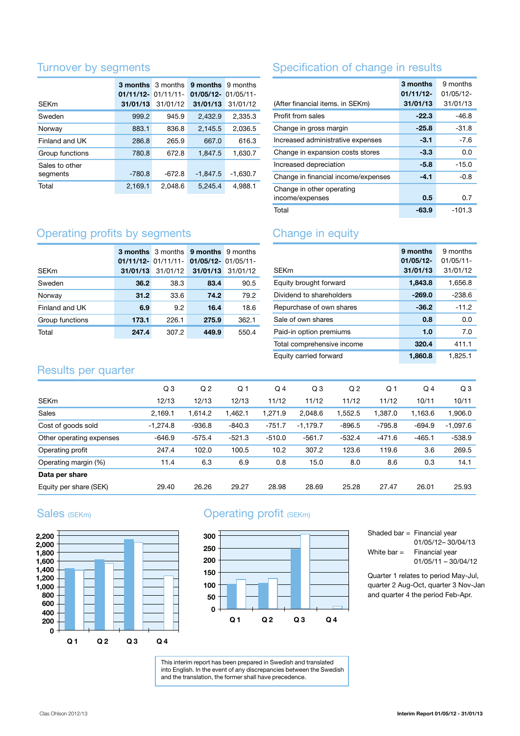## Turnover by segments

| SEKm | **3 months 01/11/12- 31/01/13** | 3 months 01/11/11- 31/01/12 | **9 months 01/05/12- 31/01/13** | 9 months 01/05/11- 31/01/12 |
|---|---|---|---|---|
| Sweden | 999.2 | 945.9 | 2,432.9 | 2,335.3 |
| Norway | 883.1 | 836.8 | 2,145.5 | 2,036.5 |
| Finland and UK | 286.8 | 265.9 | 667.0 | 616.3 |
| Group functions | 780.8 | 672.8 | 1,847.5 | 1,630.7 |
| Sales to other segments | -780.8 | -672.8 | -1,847.5 | -1,630.7 |
| Total | 2,169.1 | 2,048.6 | 5,245.4 | 4,988.1 |

## Specification of change in results

| (After financial items. in SEKm) | **3 months 01/11/12- 31/01/13** | 9 months 01/05/12- 31/01/13 |
|---|---|---|
| Profit from sales | **-22.3** | -46.8 |
| Change in gross margin | **-25.8** | -31.8 |
| Increased administrative expenses | **-3.1** | -7.6 |
| Change in expansion costs stores | **-3.3** | 0.0 |
| Increased depreciation | **-5.8** | -15.0 |
| Change in financial income/expenses | **-4.1** | -0.8 |
| Change in other operating income/expenses | **0.5** | 0.7 |
| Total | **-63.9** | -101.3 |

## Operating profits by segments

| SEKm | **3 months 01/11/12- 31/01/13** | 3 months 01/11/11- 31/01/12 | **9 months 01/05/12- 31/01/13** | 9 months 01/05/11- 31/01/12 |
|---|---|---|---|---|
| Sweden | **36.2** | 38.3 | **83.4** | 90.5 |
| Norway | **31.2** | 33.6 | **74.2** | 79.2 |
| Finland and UK | **6.9** | 9.2 | **16.4** | 18.6 |
| Group functions | **173.1** | 226.1 | **275.9** | 362.1 |
| Total | **247.4** | 307.2 | **449.9** | 550.4 |

## Change in equity

| SEKm | **9 months 01/05/12- 31/01/13** | 9 months 01/05/11- 31/01/12 |
|---|---|---|
| Equity brought forward | **1,843.8** | 1,656.8 |
| Dividend to shareholders | **-269.0** | -238.6 |
| Repurchase of own shares | **-36.2** | -11.2 |
| Sale of own shares | **0.8** | 0.0 |
| Paid-in option premiums | **1.0** | 7.0 |
| Total comprehensive income | **320.4** | 411.1 |
| Equity carried forward | **1,860.8** | 1,825.1 |

## Results per quarter

| SEKm | Q 3 12/13 | Q 2 12/13 | Q 1 12/13 | Q 4 11/12 | Q 3 11/12 | Q 2 11/12 | Q 1 11/12 | Q 4 10/11 | Q 3 10/11 |
|---|---|---|---|---|---|---|---|---|---|
| Sales | 2,169.1 | 1,614.2 | 1,462.1 | 1,271.9 | 2,048.6 | 1,552.5 | 1,387.0 | 1,163.6 | 1,906.0 |
| Cost of goods sold | -1,274.8 | -936.8 | -840.3 | -751.7 | -1,179.7 | -896.5 | -795.8 | -694.9 | -1,097.6 |
| Other operating expenses | -646.9 | -575.4 | -521.3 | -510.0 | -561.7 | -532.4 | -471.6 | -465.1 | -538.9 |
| Operating profit | 247.4 | 102.0 | 100.5 | 10.2 | 307.2 | 123.6 | 119.6 | 3.6 | 269.5 |
| Operating margin (%) | 11.4 | 6.3 | 6.9 | 0.8 | 15.0 | 8.0 | 8.6 | 0.3 | 14.1 |
| **Data per share** | | | | | | | | | |
| Equity per share (SEK) | 29.40 | 26.26 | 29.27 | 28.98 | 28.69 | 25.28 | 27.47 | 26.01 | 25.93 |

## Sales (SEKm)

## Operating profit (SEKm)

Shaded bar = Financial year 01/05/12– 30/04/13

White bar = Financial year 01/05/11 – 30/04/12

Quarter 1 relates to period May-Jul, quarter 2 Aug-Oct, quarter 3 Nov-Jan and quarter 4 the period Feb-Apr.

This interim report has been prepared in Swedish and translated into English. In the event of any discrepancies between the Swedish and the translation, the former shall have precedence.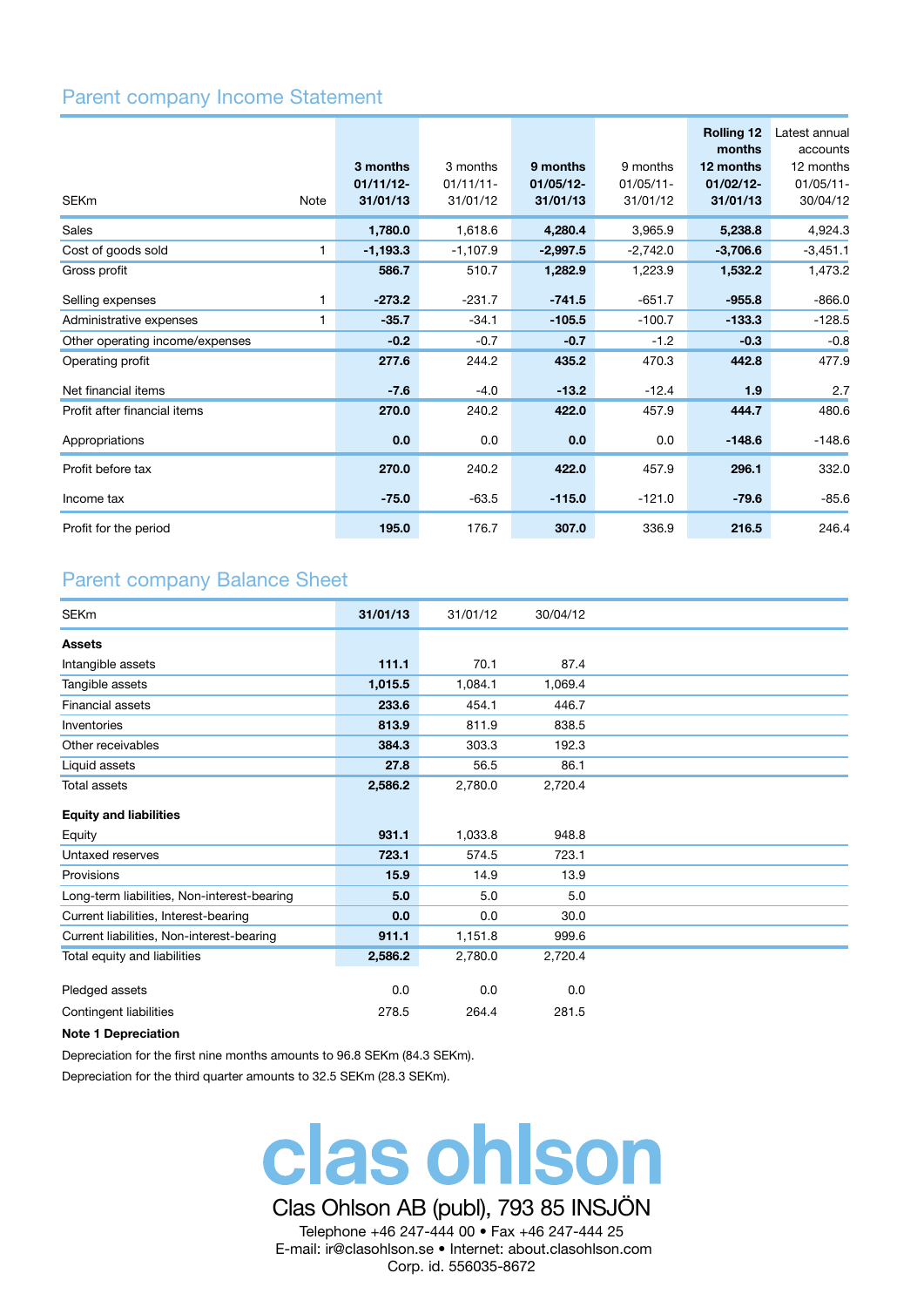## Parent company Income Statement

| SEKm | Note | 3 months 01/11/12-31/01/13 | 3 months 01/11/11-31/01/12 | 9 months 01/05/12-31/01/13 | 9 months 01/05/11-31/01/12 | Rolling 12 months 12 months 01/02/12-31/01/13 | Latest annual accounts 12 months 01/05/11-30/04/12 |
|---|---|---|---|---|---|---|---|
| Sales | | **1,780.0** | 1,618.6 | **4,280.4** | 3,965.9 | **5,238.8** | 4,924.3 |
| Cost of goods sold | 1 | **-1,193.3** | -1,107.9 | **-2,997.5** | -2,742.0 | **-3,706.6** | -3,451.1 |
| Gross profit | | **586.7** | 510.7 | **1,282.9** | 1,223.9 | **1,532.2** | 1,473.2 |
| Selling expenses | 1 | **-273.2** | -231.7 | **-741.5** | -651.7 | **-955.8** | -866.0 |
| Administrative expenses | 1 | **-35.7** | -34.1 | **-105.5** | -100.7 | **-133.3** | -128.5 |
| Other operating income/expenses | | **-0.2** | -0.7 | **-0.7** | -1.2 | **-0.3** | -0.8 |
| Operating profit | | **277.6** | 244.2 | **435.2** | 470.3 | **442.8** | 477.9 |
| Net financial items | | **-7.6** | -4.0 | **-13.2** | -12.4 | **1.9** | 2.7 |
| Profit after financial items | | **270.0** | 240.2 | **422.0** | 457.9 | **444.7** | 480.6 |
| Appropriations | | **0.0** | 0.0 | **0.0** | 0.0 | **-148.6** | -148.6 |
| Profit before tax | | **270.0** | 240.2 | **422.0** | 457.9 | **296.1** | 332.0 |
| Income tax | | **-75.0** | -63.5 | **-115.0** | -121.0 | **-79.6** | -85.6 |
| Profit for the period | | **195.0** | 176.7 | **307.0** | 336.9 | **216.5** | 246.4 |

## Parent company Balance Sheet

| SEKm | 31/01/13 | 31/01/12 | 30/04/12 |
|---|---|---|---|
| **Assets** | | | |
| Intangible assets | **111.1** | 70.1 | 87.4 |
| Tangible assets | **1,015.5** | 1,084.1 | 1,069.4 |
| Financial assets | **233.6** | 454.1 | 446.7 |
| Inventories | **813.9** | 811.9 | 838.5 |
| Other receivables | **384.3** | 303.3 | 192.3 |
| Liquid assets | **27.8** | 56.5 | 86.1 |
| Total assets | **2,586.2** | 2,780.0 | 2,720.4 |
| **Equity and liabilities** | | | |
| Equity | **931.1** | 1,033.8 | 948.8 |
| Untaxed reserves | **723.1** | 574.5 | 723.1 |
| Provisions | **15.9** | 14.9 | 13.9 |
| Long-term liabilities, Non-interest-bearing | **5.0** | 5.0 | 5.0 |
| Current liabilities, Interest-bearing | **0.0** | 0.0 | 30.0 |
| Current liabilities, Non-interest-bearing | **911.1** | 1,151.8 | 999.6 |
| Total equity and liabilities | **2,586.2** | 2,780.0 | 2,720.4 |
| Pledged assets | 0.0 | 0.0 | 0.0 |
| Contingent liabilities | 278.5 | 264.4 | 281.5 |

**Note 1 Depreciation**

Depreciation for the first nine months amounts to 96.8 SEKm (84.3 SEKm).

Depreciation for the third quarter amounts to 32.5 SEKm (28.3 SEKm).

clas ohlson

Clas Ohlson AB (publ), 793 85 INSJÖN

Telephone +46 247-444 00 • Fax +46 247-444 25
E-mail: ir@clasohlson.se • Internet: about.clasohlson.com
Corp. id. 556035-8672